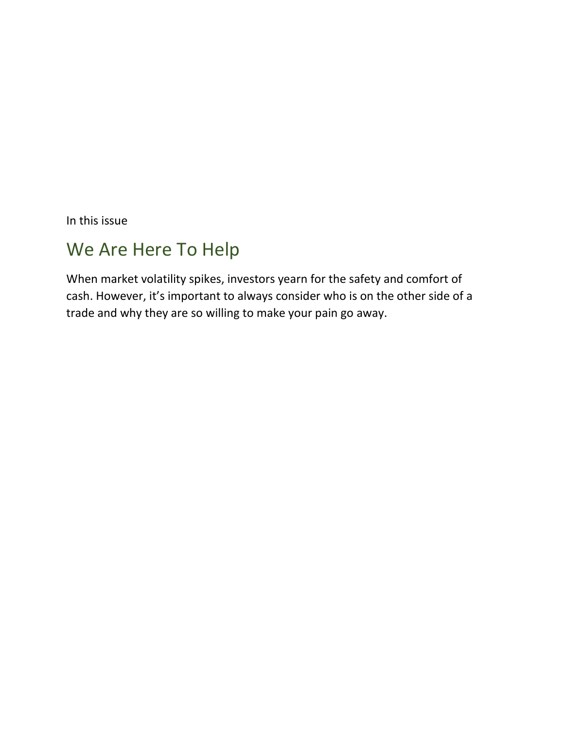In this issue

## We Are Here To Help

When market volatility spikes, investors yearn for the safety and comfort of cash. However, it's important to always consider who is on the other side of a trade and why they are so willing to make your pain go away.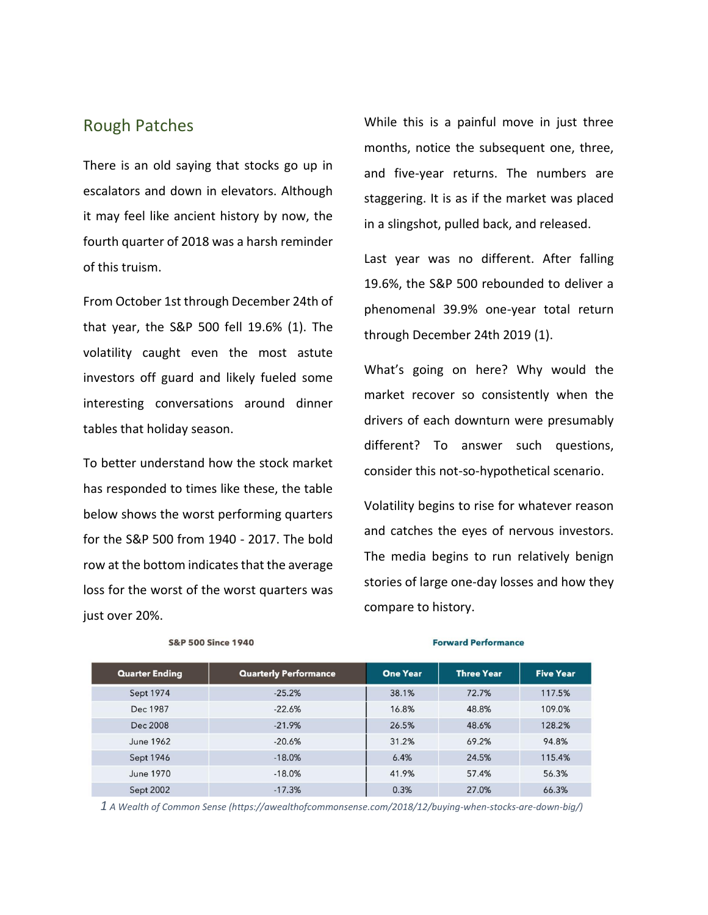## Rough Patches

There is an old saying that stocks go up in escalators and down in elevators. Although it may feel like ancient history by now, the fourth quarter of 2018 was a harsh reminder of this truism.

From October 1st through December 24th of that year, the S&P 500 fell 19.6% (1). The volatility caught even the most astute investors off guard and likely fueled some interesting conversations around dinner tables that holiday season.

To better understand how the stock market has responded to times like these, the table below shows the worst performing quarters for the S&P 500 from 1940 - 2017. The bold row at the bottom indicates that the average loss for the worst of the worst quarters was just over 20%.

While this is a painful move in just three months, notice the subsequent one, three, and five-year returns. The numbers are staggering. It is as if the market was placed in a slingshot, pulled back, and released.

Last year was no different. After falling 19.6%, the S&P 500 rebounded to deliver a phenomenal 39.9% one-year total return through December 24th 2019 (1).

What's going on here? Why would the market recover so consistently when the drivers of each downturn were presumably different? To answer such questions, consider this not-so-hypothetical scenario.

Volatility begins to rise for whatever reason and catches the eyes of nervous investors. The media begins to run relatively benign stories of large one-day losses and how they compare to history.

| S&P 500 Since 1940 | | Forward Performance | | |
|---|---|---|---|---|
| **Quarter Ending** | **Quarterly Performance** | **One Year** | **Three Year** | **Five Year** |
| Sept 1974 | -25.2% | 38.1% | 72.7% | 117.5% |
| Dec 1987 | -22.6% | 16.8% | 48.8% | 109.0% |
| Dec 2008 | -21.9% | 26.5% | 48.6% | 128.2% |
| June 1962 | -20.6% | 31.2% | 69.2% | 94.8% |
| Sept 1946 | -18.0% | 6.4% | 24.5% | 115.4% |
| June 1970 | -18.0% | 41.9% | 57.4% | 56.3% |
| Sept 2002 | -17.3% | 0.3% | 27.0% | 66.3% |

1 *A Wealth of Common Sense (https://awealthofcommonsense.com/2018/12/buying-when-stocks-are-down-big/)*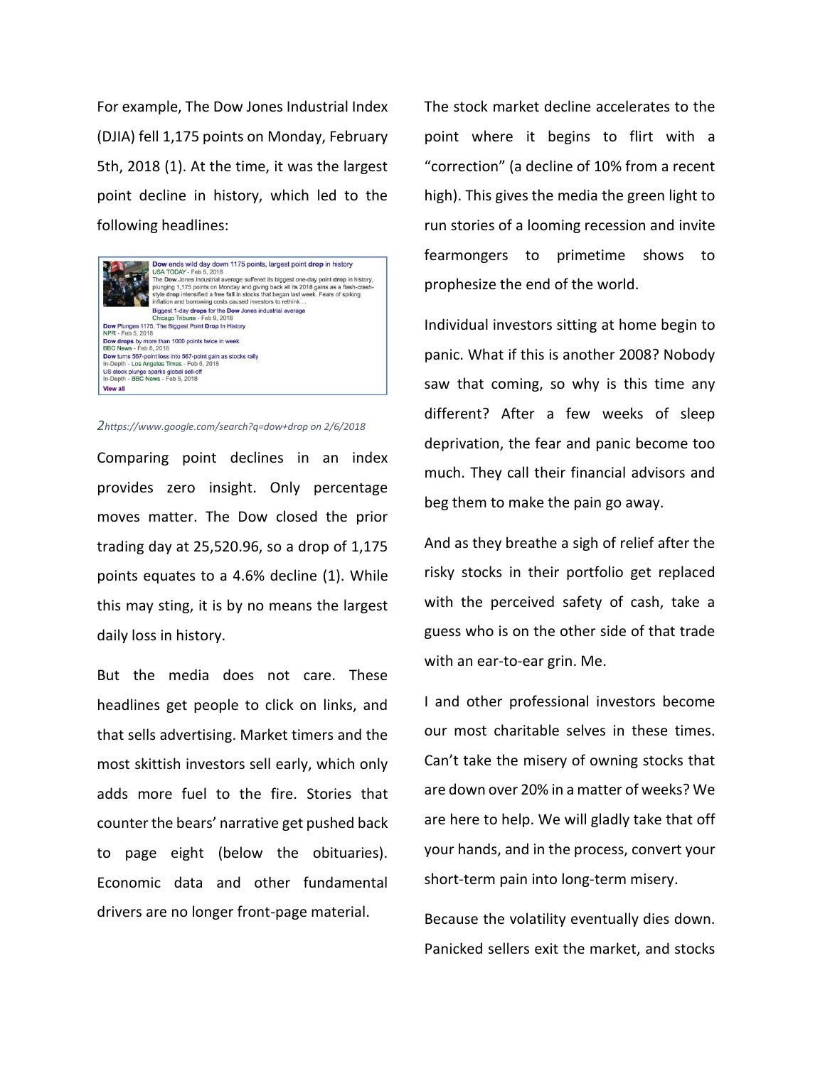For example, The Dow Jones Industrial Index (DJIA) fell 1,175 points on Monday, February 5th, 2018 (1). At the time, it was the largest point decline in history, which led to the following headlines:

*2https://www.google.com/search?q=dow+drop on 2/6/2018*

Comparing point declines in an index provides zero insight. Only percentage moves matter. The Dow closed the prior trading day at 25,520.96, so a drop of 1,175 points equates to a 4.6% decline (1). While this may sting, it is by no means the largest daily loss in history.

But the media does not care. These headlines get people to click on links, and that sells advertising. Market timers and the most skittish investors sell early, which only adds more fuel to the fire. Stories that counter the bears' narrative get pushed back to page eight (below the obituaries). Economic data and other fundamental drivers are no longer front-page material.

The stock market decline accelerates to the point where it begins to flirt with a "correction" (a decline of 10% from a recent high). This gives the media the green light to run stories of a looming recession and invite fearmongers to primetime shows to prophesize the end of the world.

Individual investors sitting at home begin to panic. What if this is another 2008? Nobody saw that coming, so why is this time any different? After a few weeks of sleep deprivation, the fear and panic become too much. They call their financial advisors and beg them to make the pain go away.

And as they breathe a sigh of relief after the risky stocks in their portfolio get replaced with the perceived safety of cash, take a guess who is on the other side of that trade with an ear-to-ear grin. Me.

I and other professional investors become our most charitable selves in these times. Can't take the misery of owning stocks that are down over 20% in a matter of weeks? We are here to help. We will gladly take that off your hands, and in the process, convert your short-term pain into long-term misery.

Because the volatility eventually dies down. Panicked sellers exit the market, and stocks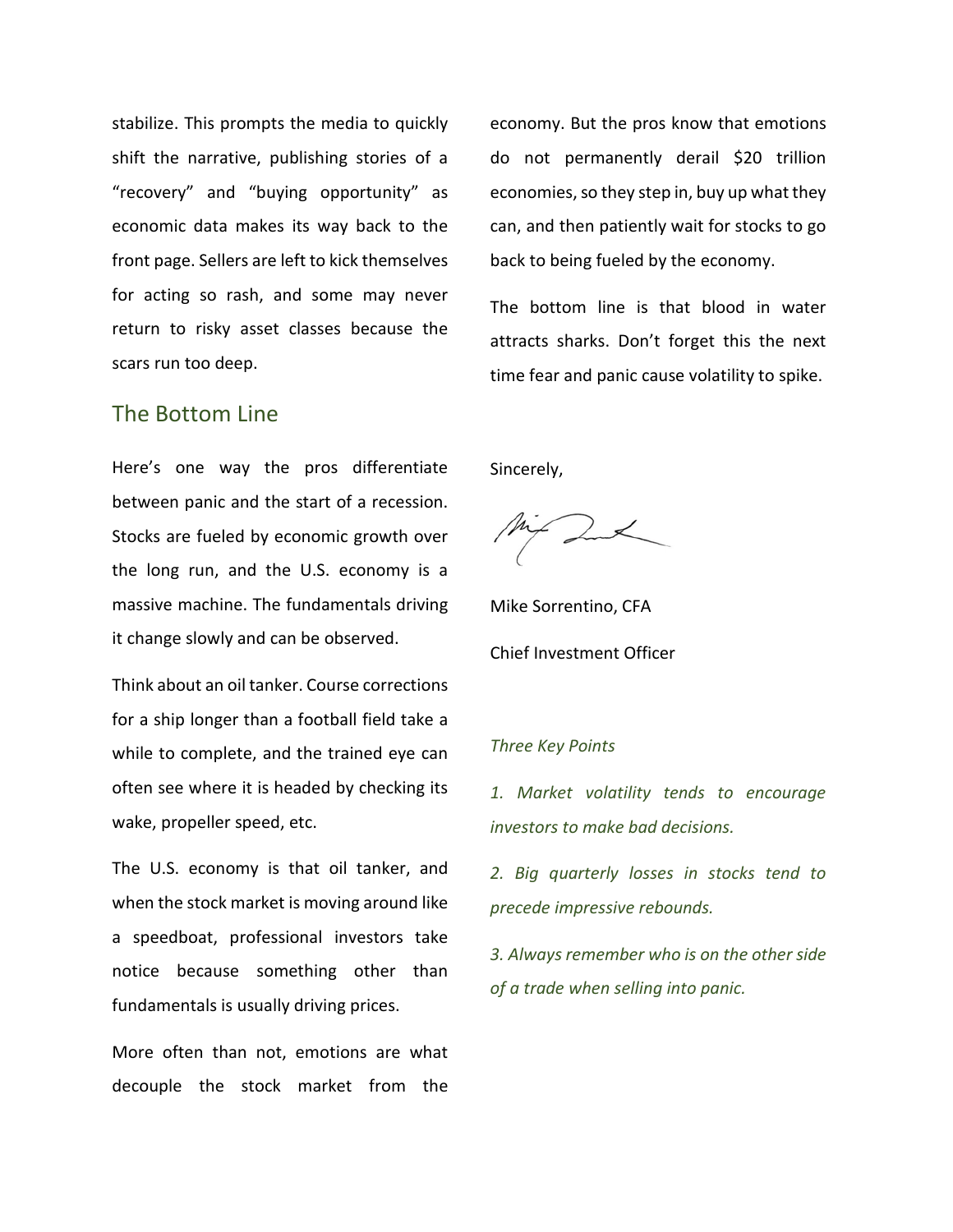stabilize. This prompts the media to quickly shift the narrative, publishing stories of a "recovery" and "buying opportunity" as economic data makes its way back to the front page. Sellers are left to kick themselves for acting so rash, and some may never return to risky asset classes because the scars run too deep.

## The Bottom Line

Here's one way the pros differentiate between panic and the start of a recession. Stocks are fueled by economic growth over the long run, and the U.S. economy is a massive machine. The fundamentals driving it change slowly and can be observed.

Think about an oil tanker. Course corrections for a ship longer than a football field take a while to complete, and the trained eye can often see where it is headed by checking its wake, propeller speed, etc.

The U.S. economy is that oil tanker, and when the stock market is moving around like a speedboat, professional investors take notice because something other than fundamentals is usually driving prices.

More often than not, emotions are what decouple the stock market from the economy. But the pros know that emotions do not permanently derail $20 trillion economies, so they step in, buy up what they can, and then patiently wait for stocks to go back to being fueled by the economy.

The bottom line is that blood in water attracts sharks. Don't forget this the next time fear and panic cause volatility to spike.

Sincerely,

Mike Sorrentino, CFA

Chief Investment Officer

*Three Key Points*

*1. Market volatility tends to encourage investors to make bad decisions.*

*2. Big quarterly losses in stocks tend to precede impressive rebounds.*

*3. Always remember who is on the other side of a trade when selling into panic.*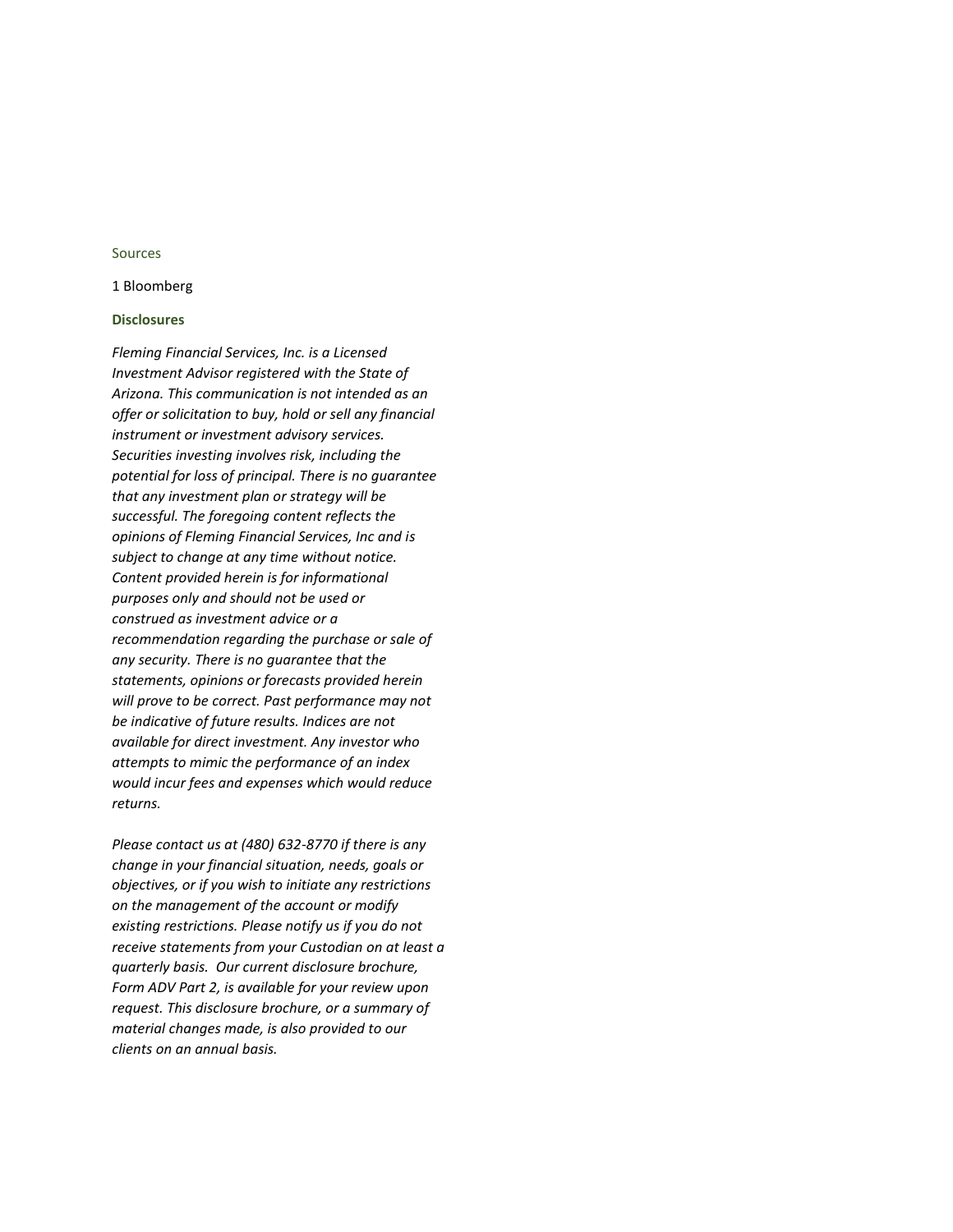Sources

1 Bloomberg

**Disclosures**

*Fleming Financial Services, Inc. is a Licensed Investment Advisor registered with the State of Arizona. This communication is not intended as an offer or solicitation to buy, hold or sell any financial instrument or investment advisory services. Securities investing involves risk, including the potential for loss of principal. There is no guarantee that any investment plan or strategy will be successful. The foregoing content reflects the opinions of Fleming Financial Services, Inc and is subject to change at any time without notice. Content provided herein is for informational purposes only and should not be used or construed as investment advice or a recommendation regarding the purchase or sale of any security. There is no guarantee that the statements, opinions or forecasts provided herein will prove to be correct. Past performance may not be indicative of future results. Indices are not available for direct investment. Any investor who attempts to mimic the performance of an index would incur fees and expenses which would reduce returns.*

*Please contact us at (480) 632-8770 if there is any change in your financial situation, needs, goals or objectives, or if you wish to initiate any restrictions on the management of the account or modify existing restrictions. Please notify us if you do not receive statements from your Custodian on at least a quarterly basis. Our current disclosure brochure, Form ADV Part 2, is available for your review upon request. This disclosure brochure, or a summary of material changes made, is also provided to our clients on an annual basis.*